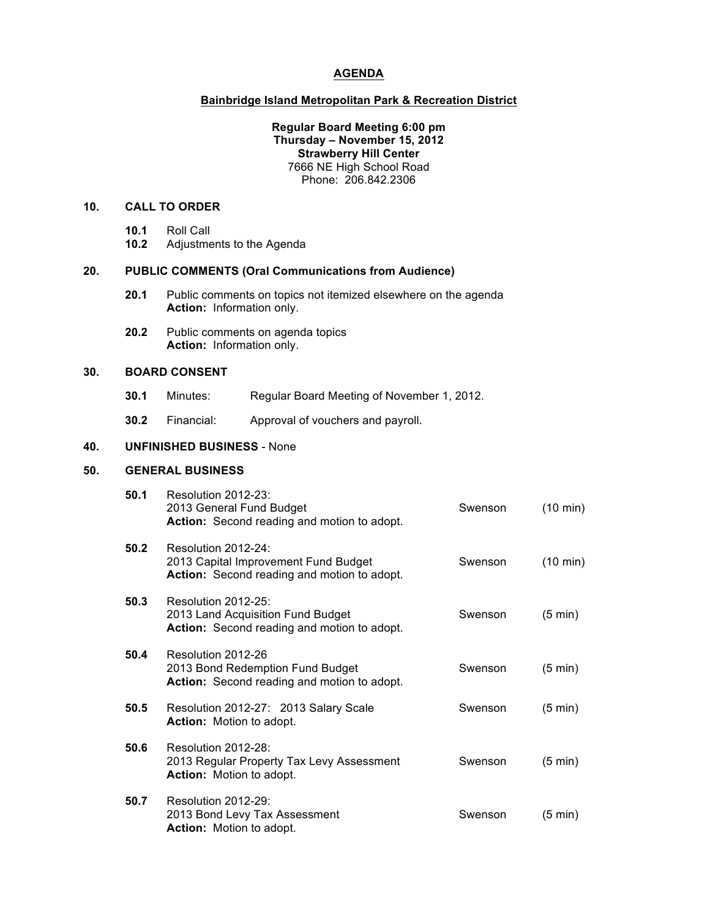# AGENDA

## Bainbridge Island Metropolitan Park & Recreation District

**Regular Board Meeting 6:00 pm**
**Thursday – November 15, 2012**
**Strawberry Hill Center**
7666 NE High School Road
Phone: 206.842.2306

### 10. CALL TO ORDER

- **10.1** Roll Call
- **10.2** Adjustments to the Agenda

### 20. PUBLIC COMMENTS (Oral Communications from Audience)

- **20.1** Public comments on topics not itemized elsewhere on the agenda
  **Action:** Information only.
- **20.2** Public comments on agenda topics
  **Action:** Information only.

### 30. BOARD CONSENT

- **30.1** Minutes: Regular Board Meeting of November 1, 2012.
- **30.2** Financial: Approval of vouchers and payroll.

### 40. UNFINISHED BUSINESS - None

### 50. GENERAL BUSINESS

| | Item | Presenter | Time |
|---|---|---|---|
| **50.1** | Resolution 2012-23: 2013 General Fund Budget **Action:** Second reading and motion to adopt. | Swenson | (10 min) |
| **50.2** | Resolution 2012-24: 2013 Capital Improvement Fund Budget **Action:** Second reading and motion to adopt. | Swenson | (10 min) |
| **50.3** | Resolution 2012-25: 2013 Land Acquisition Fund Budget **Action:** Second reading and motion to adopt. | Swenson | (5 min) |
| **50.4** | Resolution 2012-26 2013 Bond Redemption Fund Budget **Action:** Second reading and motion to adopt. | Swenson | (5 min) |
| **50.5** | Resolution 2012-27: 2013 Salary Scale **Action:** Motion to adopt. | Swenson | (5 min) |
| **50.6** | Resolution 2012-28: 2013 Regular Property Tax Levy Assessment **Action:** Motion to adopt. | Swenson | (5 min) |
| **50.7** | Resolution 2012-29: 2013 Bond Levy Tax Assessment **Action:** Motion to adopt. | Swenson | (5 min) |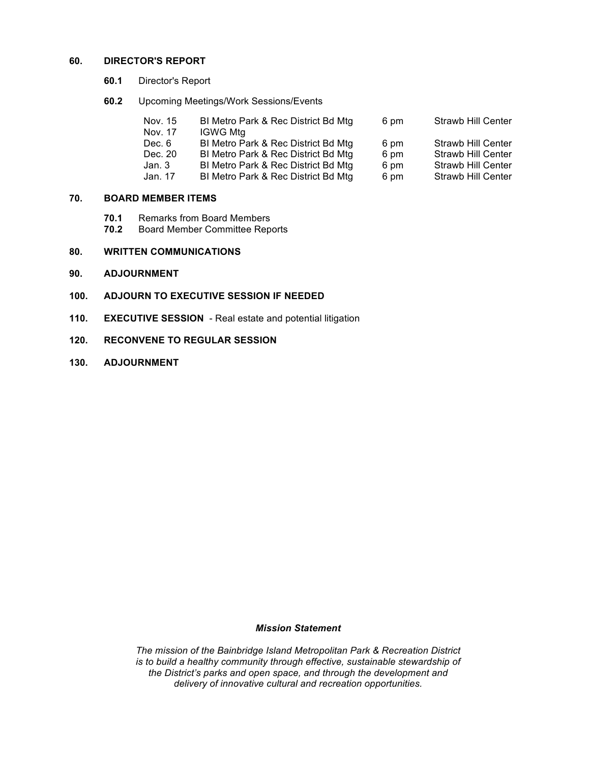**60. DIRECTOR'S REPORT**

**60.1** Director's Report

**60.2** Upcoming Meetings/Work Sessions/Events

| | | | |
|---|---|---|---|
| Nov. 15 | BI Metro Park & Rec District Bd Mtg | 6 pm | Strawb Hill Center |
| Nov. 17 | IGWG Mtg | | |
| Dec. 6 | BI Metro Park & Rec District Bd Mtg | 6 pm | Strawb Hill Center |
| Dec. 20 | BI Metro Park & Rec District Bd Mtg | 6 pm | Strawb Hill Center |
| Jan. 3 | BI Metro Park & Rec District Bd Mtg | 6 pm | Strawb Hill Center |
| Jan. 17 | BI Metro Park & Rec District Bd Mtg | 6 pm | Strawb Hill Center |

**70. BOARD MEMBER ITEMS**

**70.1** Remarks from Board Members
**70.2** Board Member Committee Reports

**80. WRITTEN COMMUNICATIONS**

**90. ADJOURNMENT**

**100. ADJOURN TO EXECUTIVE SESSION IF NEEDED**

**110. EXECUTIVE SESSION** - Real estate and potential litigation

**120. RECONVENE TO REGULAR SESSION**

**130. ADJOURNMENT**

***Mission Statement***

*The mission of the Bainbridge Island Metropolitan Park & Recreation District is to build a healthy community through effective, sustainable stewardship of the District's parks and open space, and through the development and delivery of innovative cultural and recreation opportunities.*